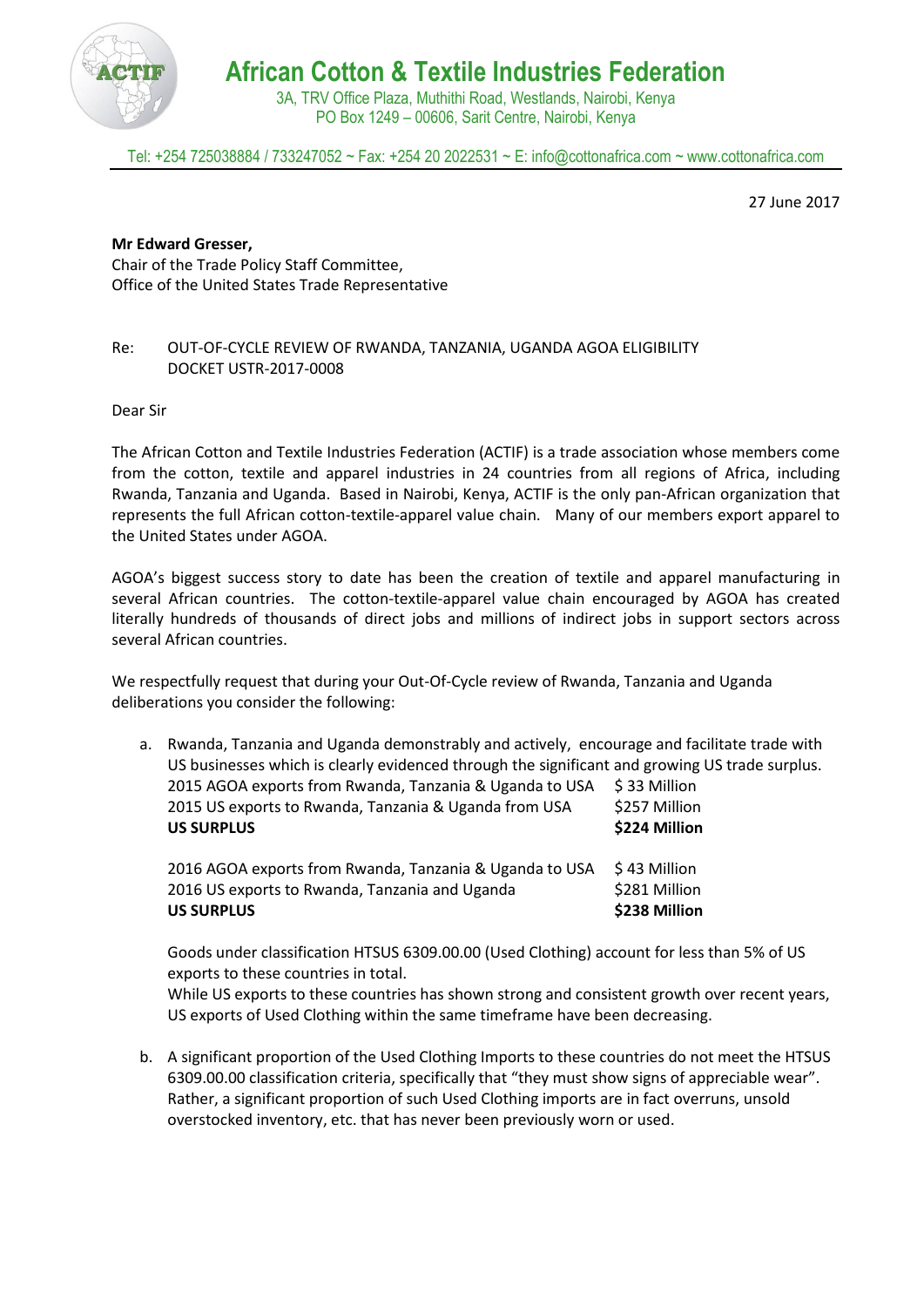# African Cotton & Textile Industries Federation

3A, TRV Office Plaza, Muthithi Road, Westlands, Nairobi, Kenya
PO Box 1249 – 00606, Sarit Centre, Nairobi, Kenya

Tel: +254 725038884 / 733247052 ~ Fax: +254 20 2022531 ~ E: info@cottonafrica.com ~ www.cottonafrica.com

27 June 2017

**Mr Edward Gresser,**
Chair of the Trade Policy Staff Committee,
Office of the United States Trade Representative

Re: OUT-OF-CYCLE REVIEW OF RWANDA, TANZANIA, UGANDA AGOA ELIGIBILITY
DOCKET USTR-2017-0008

Dear Sir

The African Cotton and Textile Industries Federation (ACTIF) is a trade association whose members come from the cotton, textile and apparel industries in 24 countries from all regions of Africa, including Rwanda, Tanzania and Uganda. Based in Nairobi, Kenya, ACTIF is the only pan-African organization that represents the full African cotton-textile-apparel value chain. Many of our members export apparel to the United States under AGOA.

AGOA's biggest success story to date has been the creation of textile and apparel manufacturing in several African countries. The cotton-textile-apparel value chain encouraged by AGOA has created literally hundreds of thousands of direct jobs and millions of indirect jobs in support sectors across several African countries.

We respectfully request that during your Out-Of-Cycle review of Rwanda, Tanzania and Uganda deliberations you consider the following:

a. Rwanda, Tanzania and Uganda demonstrably and actively, encourage and facilitate trade with US businesses which is clearly evidenced through the significant and growing US trade surplus.

| | |
|---|---|
| 2015 AGOA exports from Rwanda, Tanzania & Uganda to USA | $ 33 Million |
| 2015 US exports to Rwanda, Tanzania & Uganda from USA | $257 Million |
| **US SURPLUS** | **$224 Million** |
| | |
| 2016 AGOA exports from Rwanda, Tanzania & Uganda to USA | $ 43 Million |
| 2016 US exports to Rwanda, Tanzania and Uganda | $281 Million |
| **US SURPLUS** | **$238 Million** |

Goods under classification HTSUS 6309.00.00 (Used Clothing) account for less than 5% of US exports to these countries in total.
While US exports to these countries has shown strong and consistent growth over recent years, US exports of Used Clothing within the same timeframe have been decreasing.

b. A significant proportion of the Used Clothing Imports to these countries do not meet the HTSUS 6309.00.00 classification criteria, specifically that "they must show signs of appreciable wear". Rather, a significant proportion of such Used Clothing imports are in fact overruns, unsold overstocked inventory, etc. that has never been previously worn or used.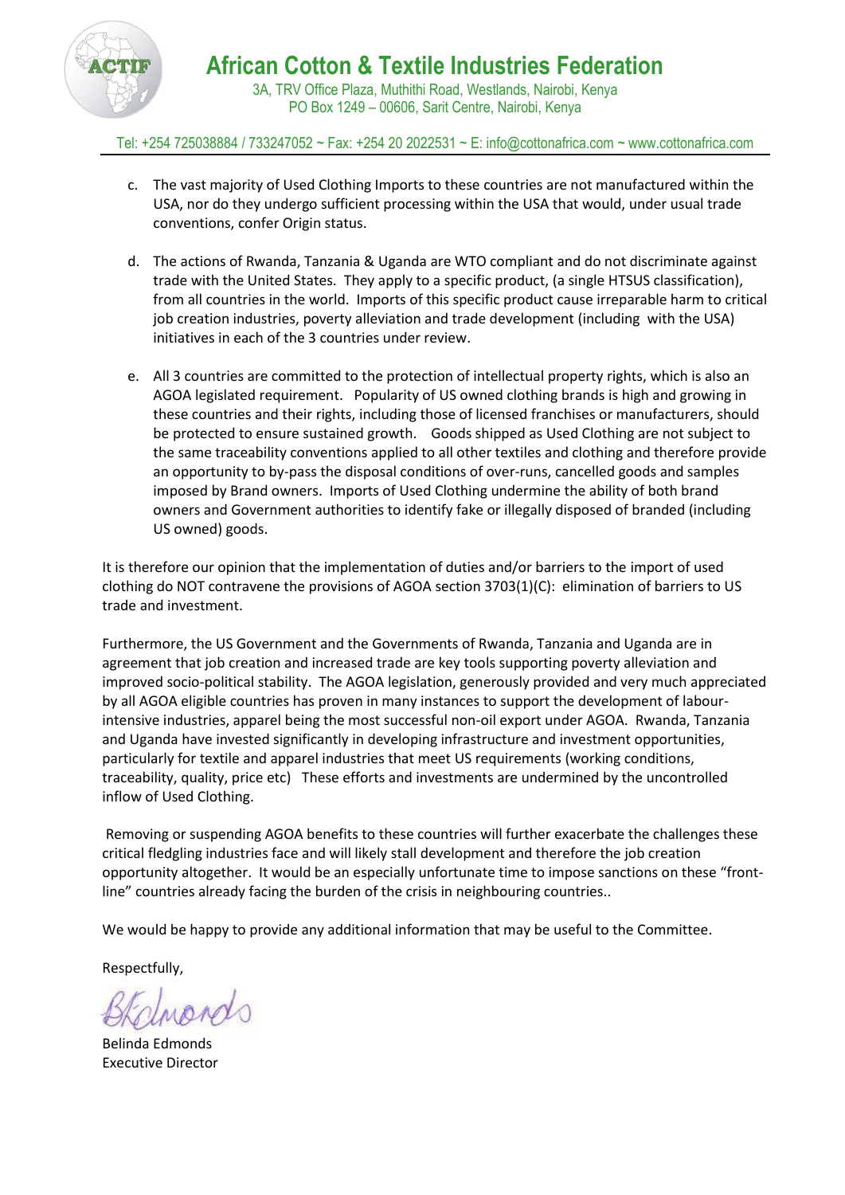c. The vast majority of Used Clothing Imports to these countries are not manufactured within the USA, nor do they undergo sufficient processing within the USA that would, under usual trade conventions, confer Origin status.

d. The actions of Rwanda, Tanzania & Uganda are WTO compliant and do not discriminate against trade with the United States. They apply to a specific product, (a single HTSUS classification), from all countries in the world. Imports of this specific product cause irreparable harm to critical job creation industries, poverty alleviation and trade development (including with the USA) initiatives in each of the 3 countries under review.

e. All 3 countries are committed to the protection of intellectual property rights, which is also an AGOA legislated requirement. Popularity of US owned clothing brands is high and growing in these countries and their rights, including those of licensed franchises or manufacturers, should be protected to ensure sustained growth. Goods shipped as Used Clothing are not subject to the same traceability conventions applied to all other textiles and clothing and therefore provide an opportunity to by-pass the disposal conditions of over-runs, cancelled goods and samples imposed by Brand owners. Imports of Used Clothing undermine the ability of both brand owners and Government authorities to identify fake or illegally disposed of branded (including US owned) goods.

It is therefore our opinion that the implementation of duties and/or barriers to the import of used clothing do NOT contravene the provisions of AGOA section 3703(1)(C): elimination of barriers to US trade and investment.

Furthermore, the US Government and the Governments of Rwanda, Tanzania and Uganda are in agreement that job creation and increased trade are key tools supporting poverty alleviation and improved socio-political stability. The AGOA legislation, generously provided and very much appreciated by all AGOA eligible countries has proven in many instances to support the development of labour-intensive industries, apparel being the most successful non-oil export under AGOA. Rwanda, Tanzania and Uganda have invested significantly in developing infrastructure and investment opportunities, particularly for textile and apparel industries that meet US requirements (working conditions, traceability, quality, price etc) These efforts and investments are undermined by the uncontrolled inflow of Used Clothing.

Removing or suspending AGOA benefits to these countries will further exacerbate the challenges these critical fledgling industries face and will likely stall development and therefore the job creation opportunity altogether. It would be an especially unfortunate time to impose sanctions on these "front-line" countries already facing the burden of the crisis in neighbouring countries..

We would be happy to provide any additional information that may be useful to the Committee.

Respectfully,

Belinda Edmonds
Executive Director